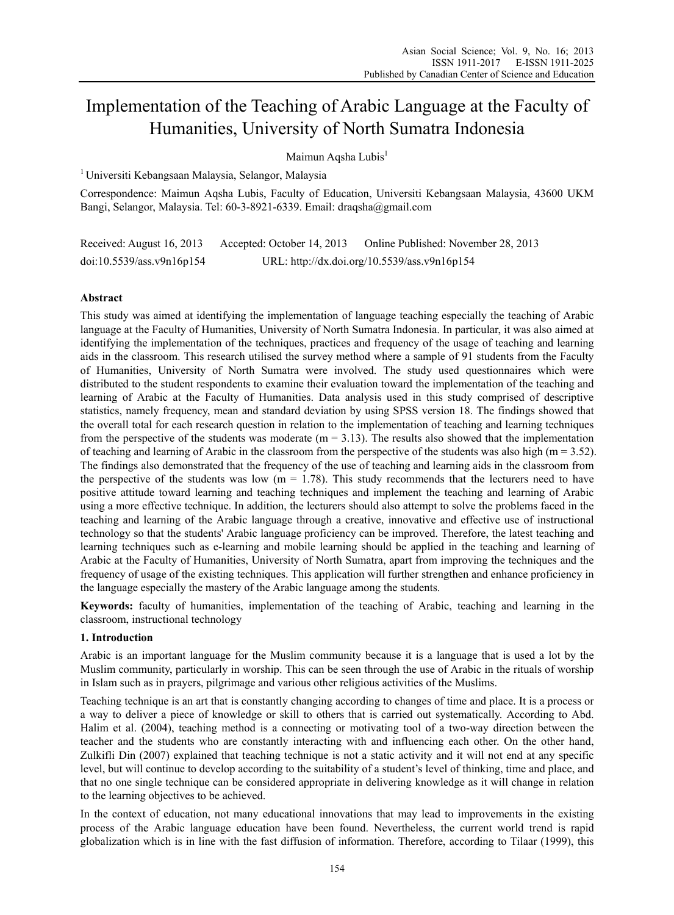# Implementation of the Teaching of Arabic Language at the Faculty of Humanities, University of North Sumatra Indonesia

Maimun Aqsha Lubis[1]

[1] Universiti Kebangsaan Malaysia, Selangor, Malaysia

Correspondence: Maimun Aqsha Lubis, Faculty of Education, Universiti Kebangsaan Malaysia, 43600 UKM Bangi, Selangor, Malaysia. Tel: 60-3-8921-6339. Email: draqsha@gmail.com

Received: August 16, 2013 Accepted: October 14, 2013 Online Published: November 28, 2013

doi:10.5539/ass.v9n16p154 URL: http://dx.doi.org/10.5539/ass.v9n16p154

## Abstract

This study was aimed at identifying the implementation of language teaching especially the teaching of Arabic language at the Faculty of Humanities, University of North Sumatra Indonesia. In particular, it was also aimed at identifying the implementation of the techniques, practices and frequency of the usage of teaching and learning aids in the classroom. This research utilised the survey method where a sample of 91 students from the Faculty of Humanities, University of North Sumatra were involved. The study used questionnaires which were distributed to the student respondents to examine their evaluation toward the implementation of the teaching and learning of Arabic at the Faculty of Humanities. Data analysis used in this study comprised of descriptive statistics, namely frequency, mean and standard deviation by using SPSS version 18. The findings showed that the overall total for each research question in relation to the implementation of teaching and learning techniques from the perspective of the students was moderate ($m = 3.13$). The results also showed that the implementation of teaching and learning of Arabic in the classroom from the perspective of the students was also high ($m = 3.52$). The findings also demonstrated that the frequency of the use of teaching and learning aids in the classroom from the perspective of the students was low ($m = 1.78$). This study recommends that the lecturers need to have positive attitude toward learning and teaching techniques and implement the teaching and learning of Arabic using a more effective technique. In addition, the lecturers should also attempt to solve the problems faced in the teaching and learning of the Arabic language through a creative, innovative and effective use of instructional technology so that the students' Arabic language proficiency can be improved. Therefore, the latest teaching and learning techniques such as e-learning and mobile learning should be applied in the teaching and learning of Arabic at the Faculty of Humanities, University of North Sumatra, apart from improving the techniques and the frequency of usage of the existing techniques. This application will further strengthen and enhance proficiency in the language especially the mastery of the Arabic language among the students.

**Keywords:** faculty of humanities, implementation of the teaching of Arabic, teaching and learning in the classroom, instructional technology

## 1. Introduction

Arabic is an important language for the Muslim community because it is a language that is used a lot by the Muslim community, particularly in worship. This can be seen through the use of Arabic in the rituals of worship in Islam such as in prayers, pilgrimage and various other religious activities of the Muslims.

Teaching technique is an art that is constantly changing according to changes of time and place. It is a process or a way to deliver a piece of knowledge or skill to others that is carried out systematically. According to Abd. Halim et al. (2004), teaching method is a connecting or motivating tool of a two-way direction between the teacher and the students who are constantly interacting with and influencing each other. On the other hand, Zulkifli Din (2007) explained that teaching technique is not a static activity and it will not end at any specific level, but will continue to develop according to the suitability of a student's level of thinking, time and place, and that no one single technique can be considered appropriate in delivering knowledge as it will change in relation to the learning objectives to be achieved.

In the context of education, not many educational innovations that may lead to improvements in the existing process of the Arabic language education have been found. Nevertheless, the current world trend is rapid globalization which is in line with the fast diffusion of information. Therefore, according to Tilaar (1999), this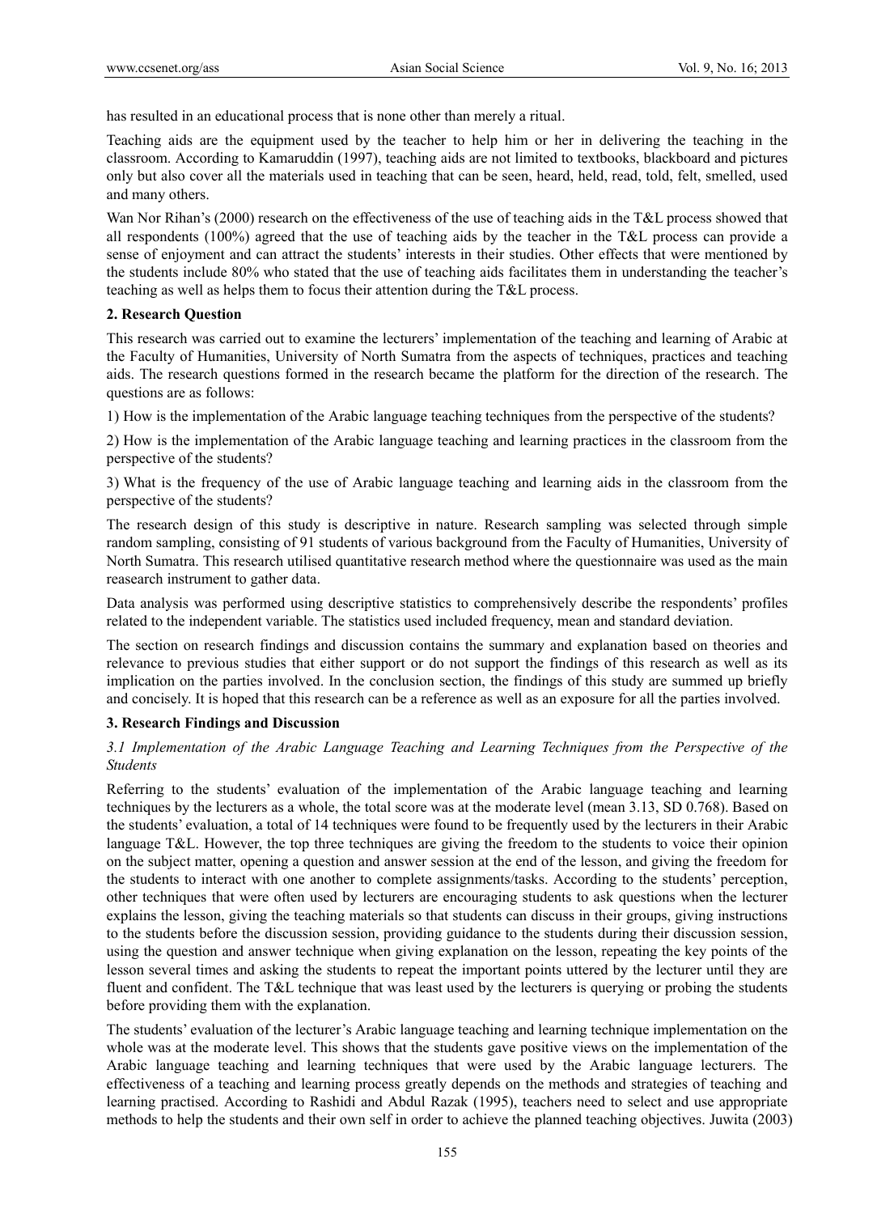has resulted in an educational process that is none other than merely a ritual.

Teaching aids are the equipment used by the teacher to help him or her in delivering the teaching in the classroom. According to Kamaruddin (1997), teaching aids are not limited to textbooks, blackboard and pictures only but also cover all the materials used in teaching that can be seen, heard, held, read, told, felt, smelled, used and many others.

Wan Nor Rihan's (2000) research on the effectiveness of the use of teaching aids in the T&L process showed that all respondents (100%) agreed that the use of teaching aids by the teacher in the T&L process can provide a sense of enjoyment and can attract the students' interests in their studies. Other effects that were mentioned by the students include 80% who stated that the use of teaching aids facilitates them in understanding the teacher's teaching as well as helps them to focus their attention during the T&L process.

## 2. Research Question

This research was carried out to examine the lecturers' implementation of the teaching and learning of Arabic at the Faculty of Humanities, University of North Sumatra from the aspects of techniques, practices and teaching aids. The research questions formed in the research became the platform for the direction of the research. The questions are as follows:

1) How is the implementation of the Arabic language teaching techniques from the perspective of the students?

2) How is the implementation of the Arabic language teaching and learning practices in the classroom from the perspective of the students?

3) What is the frequency of the use of Arabic language teaching and learning aids in the classroom from the perspective of the students?

The research design of this study is descriptive in nature. Research sampling was selected through simple random sampling, consisting of 91 students of various background from the Faculty of Humanities, University of North Sumatra. This research utilised quantitative research method where the questionnaire was used as the main reasearch instrument to gather data.

Data analysis was performed using descriptive statistics to comprehensively describe the respondents' profiles related to the independent variable. The statistics used included frequency, mean and standard deviation.

The section on research findings and discussion contains the summary and explanation based on theories and relevance to previous studies that either support or do not support the findings of this research as well as its implication on the parties involved. In the conclusion section, the findings of this study are summed up briefly and concisely. It is hoped that this research can be a reference as well as an exposure for all the parties involved.

## 3. Research Findings and Discussion

### *3.1 Implementation of the Arabic Language Teaching and Learning Techniques from the Perspective of the Students*

Referring to the students' evaluation of the implementation of the Arabic language teaching and learning techniques by the lecturers as a whole, the total score was at the moderate level (mean 3.13, SD 0.768). Based on the students' evaluation, a total of 14 techniques were found to be frequently used by the lecturers in their Arabic language T&L. However, the top three techniques are giving the freedom to the students to voice their opinion on the subject matter, opening a question and answer session at the end of the lesson, and giving the freedom for the students to interact with one another to complete assignments/tasks. According to the students' perception, other techniques that were often used by lecturers are encouraging students to ask questions when the lecturer explains the lesson, giving the teaching materials so that students can discuss in their groups, giving instructions to the students before the discussion session, providing guidance to the students during their discussion session, using the question and answer technique when giving explanation on the lesson, repeating the key points of the lesson several times and asking the students to repeat the important points uttered by the lecturer until they are fluent and confident. The T&L technique that was least used by the lecturers is querying or probing the students before providing them with the explanation.

The students' evaluation of the lecturer's Arabic language teaching and learning technique implementation on the whole was at the moderate level. This shows that the students gave positive views on the implementation of the Arabic language teaching and learning techniques that were used by the Arabic language lecturers. The effectiveness of a teaching and learning process greatly depends on the methods and strategies of teaching and learning practised. According to Rashidi and Abdul Razak (1995), teachers need to select and use appropriate methods to help the students and their own self in order to achieve the planned teaching objectives. Juwita (2003)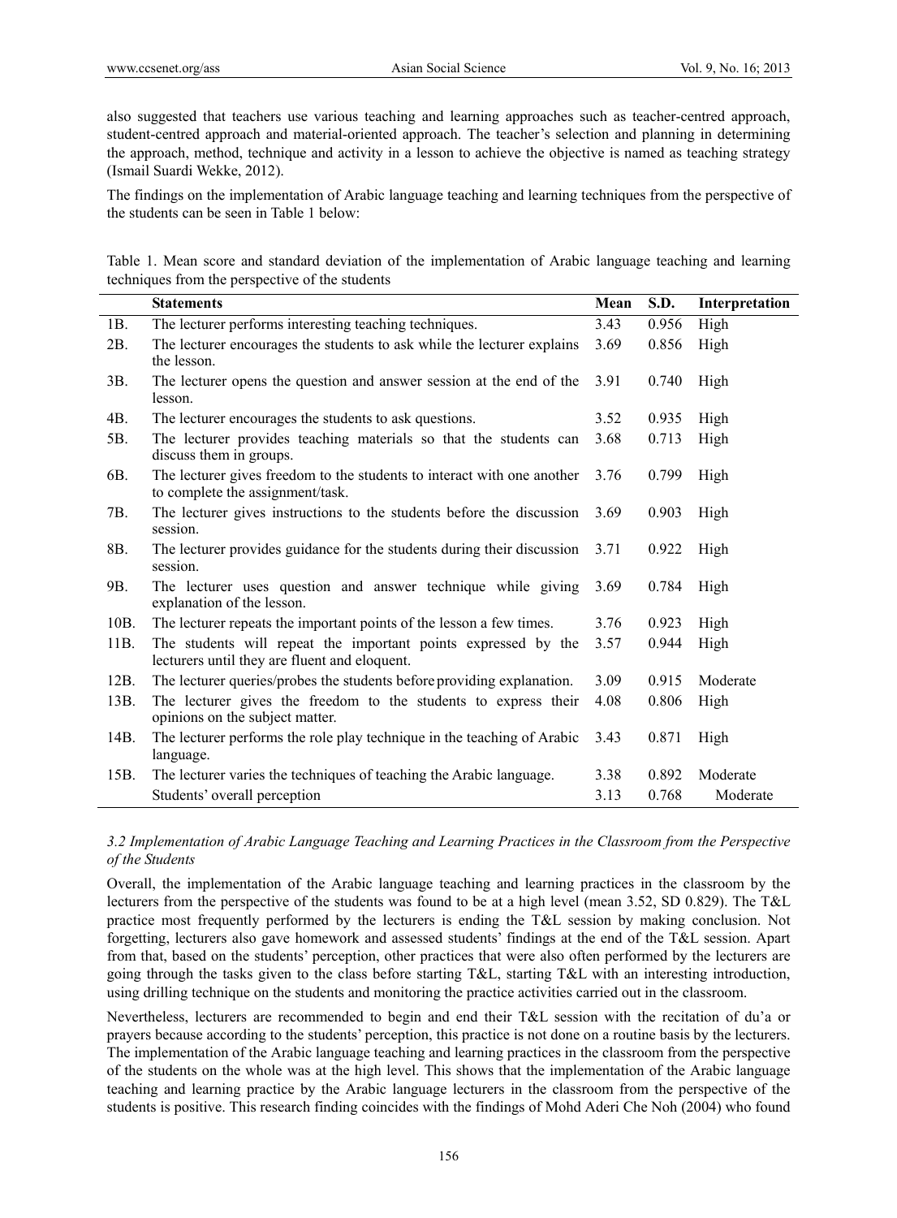also suggested that teachers use various teaching and learning approaches such as teacher-centred approach, student-centred approach and material-oriented approach. The teacher's selection and planning in determining the approach, method, technique and activity in a lesson to achieve the objective is named as teaching strategy (Ismail Suardi Wekke, 2012).

The findings on the implementation of Arabic language teaching and learning techniques from the perspective of the students can be seen in Table 1 below:

Table 1. Mean score and standard deviation of the implementation of Arabic language teaching and learning techniques from the perspective of the students

| | Statements | Mean | S.D. | Interpretation |
|---|---|---|---|---|
| 1B. | The lecturer performs interesting teaching techniques. | 3.43 | 0.956 | High |
| 2B. | The lecturer encourages the students to ask while the lecturer explains the lesson. | 3.69 | 0.856 | High |
| 3B. | The lecturer opens the question and answer session at the end of the lesson. | 3.91 | 0.740 | High |
| 4B. | The lecturer encourages the students to ask questions. | 3.52 | 0.935 | High |
| 5B. | The lecturer provides teaching materials so that the students can discuss them in groups. | 3.68 | 0.713 | High |
| 6B. | The lecturer gives freedom to the students to interact with one another to complete the assignment/task. | 3.76 | 0.799 | High |
| 7B. | The lecturer gives instructions to the students before the discussion session. | 3.69 | 0.903 | High |
| 8B. | The lecturer provides guidance for the students during their discussion session. | 3.71 | 0.922 | High |
| 9B. | The lecturer uses question and answer technique while giving explanation of the lesson. | 3.69 | 0.784 | High |
| 10B. | The lecturer repeats the important points of the lesson a few times. | 3.76 | 0.923 | High |
| 11B. | The students will repeat the important points expressed by the lecturers until they are fluent and eloquent. | 3.57 | 0.944 | High |
| 12B. | The lecturer queries/probes the students before providing explanation. | 3.09 | 0.915 | Moderate |
| 13B. | The lecturer gives the freedom to the students to express their opinions on the subject matter. | 4.08 | 0.806 | High |
| 14B. | The lecturer performs the role play technique in the teaching of Arabic language. | 3.43 | 0.871 | High |
| 15B. | The lecturer varies the techniques of teaching the Arabic language. | 3.38 | 0.892 | Moderate |
| | Students' overall perception | 3.13 | 0.768 | Moderate |

### *3.2 Implementation of Arabic Language Teaching and Learning Practices in the Classroom from the Perspective of the Students*

Overall, the implementation of the Arabic language teaching and learning practices in the classroom by the lecturers from the perspective of the students was found to be at a high level (mean 3.52, SD 0.829). The T&L practice most frequently performed by the lecturers is ending the T&L session by making conclusion. Not forgetting, lecturers also gave homework and assessed students' findings at the end of the T&L session. Apart from that, based on the students' perception, other practices that were also often performed by the lecturers are going through the tasks given to the class before starting T&L, starting T&L with an interesting introduction, using drilling technique on the students and monitoring the practice activities carried out in the classroom.

Nevertheless, lecturers are recommended to begin and end their T&L session with the recitation of du'a or prayers because according to the students' perception, this practice is not done on a routine basis by the lecturers. The implementation of the Arabic language teaching and learning practices in the classroom from the perspective of the students on the whole was at the high level. This shows that the implementation of the Arabic language teaching and learning practice by the Arabic language lecturers in the classroom from the perspective of the students is positive. This research finding coincides with the findings of Mohd Aderi Che Noh (2004) who found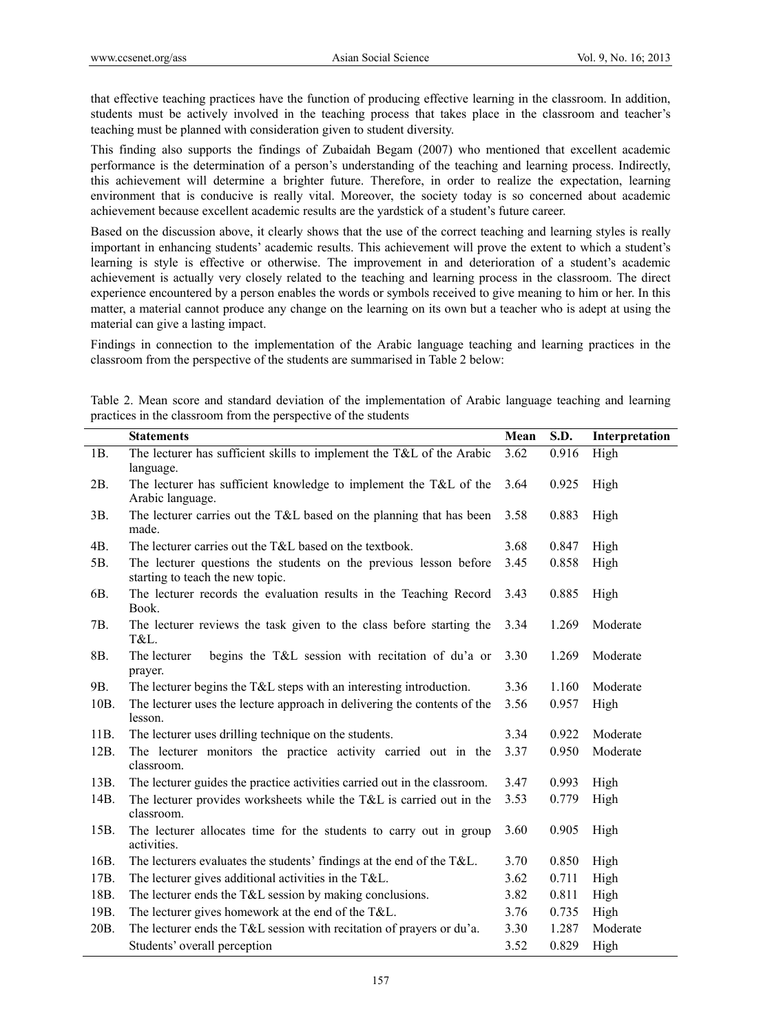that effective teaching practices have the function of producing effective learning in the classroom. In addition, students must be actively involved in the teaching process that takes place in the classroom and teacher's teaching must be planned with consideration given to student diversity.

This finding also supports the findings of Zubaidah Begam (2007) who mentioned that excellent academic performance is the determination of a person's understanding of the teaching and learning process. Indirectly, this achievement will determine a brighter future. Therefore, in order to realize the expectation, learning environment that is conducive is really vital. Moreover, the society today is so concerned about academic achievement because excellent academic results are the yardstick of a student's future career.

Based on the discussion above, it clearly shows that the use of the correct teaching and learning styles is really important in enhancing students' academic results. This achievement will prove the extent to which a student's learning is style is effective or otherwise. The improvement in and deterioration of a student's academic achievement is actually very closely related to the teaching and learning process in the classroom. The direct experience encountered by a person enables the words or symbols received to give meaning to him or her. In this matter, a material cannot produce any change on the learning on its own but a teacher who is adept at using the material can give a lasting impact.

Findings in connection to the implementation of the Arabic language teaching and learning practices in the classroom from the perspective of the students are summarised in Table 2 below:

Table 2. Mean score and standard deviation of the implementation of Arabic language teaching and learning practices in the classroom from the perspective of the students

| | Statements | Mean | S.D. | Interpretation |
|---|---|---|---|---|
| 1B. | The lecturer has sufficient skills to implement the T&L of the Arabic language. | 3.62 | 0.916 | High |
| 2B. | The lecturer has sufficient knowledge to implement the T&L of the Arabic language. | 3.64 | 0.925 | High |
| 3B. | The lecturer carries out the T&L based on the planning that has been made. | 3.58 | 0.883 | High |
| 4B. | The lecturer carries out the T&L based on the textbook. | 3.68 | 0.847 | High |
| 5B. | The lecturer questions the students on the previous lesson before starting to teach the new topic. | 3.45 | 0.858 | High |
| 6B. | The lecturer records the evaluation results in the Teaching Record Book. | 3.43 | 0.885 | High |
| 7B. | The lecturer reviews the task given to the class before starting the T&L. | 3.34 | 1.269 | Moderate |
| 8B. | The lecturer begins the T&L session with recitation of du'a or prayer. | 3.30 | 1.269 | Moderate |
| 9B. | The lecturer begins the T&L steps with an interesting introduction. | 3.36 | 1.160 | Moderate |
| 10B. | The lecturer uses the lecture approach in delivering the contents of the lesson. | 3.56 | 0.957 | High |
| 11B. | The lecturer uses drilling technique on the students. | 3.34 | 0.922 | Moderate |
| 12B. | The lecturer monitors the practice activity carried out in the classroom. | 3.37 | 0.950 | Moderate |
| 13B. | The lecturer guides the practice activities carried out in the classroom. | 3.47 | 0.993 | High |
| 14B. | The lecturer provides worksheets while the T&L is carried out in the classroom. | 3.53 | 0.779 | High |
| 15B. | The lecturer allocates time for the students to carry out in group activities. | 3.60 | 0.905 | High |
| 16B. | The lecturers evaluates the students' findings at the end of the T&L. | 3.70 | 0.850 | High |
| 17B. | The lecturer gives additional activities in the T&L. | 3.62 | 0.711 | High |
| 18B. | The lecturer ends the T&L session by making conclusions. | 3.82 | 0.811 | High |
| 19B. | The lecturer gives homework at the end of the T&L. | 3.76 | 0.735 | High |
| 20B. | The lecturer ends the T&L session with recitation of prayers or du'a. | 3.30 | 1.287 | Moderate |
| | Students' overall perception | 3.52 | 0.829 | High |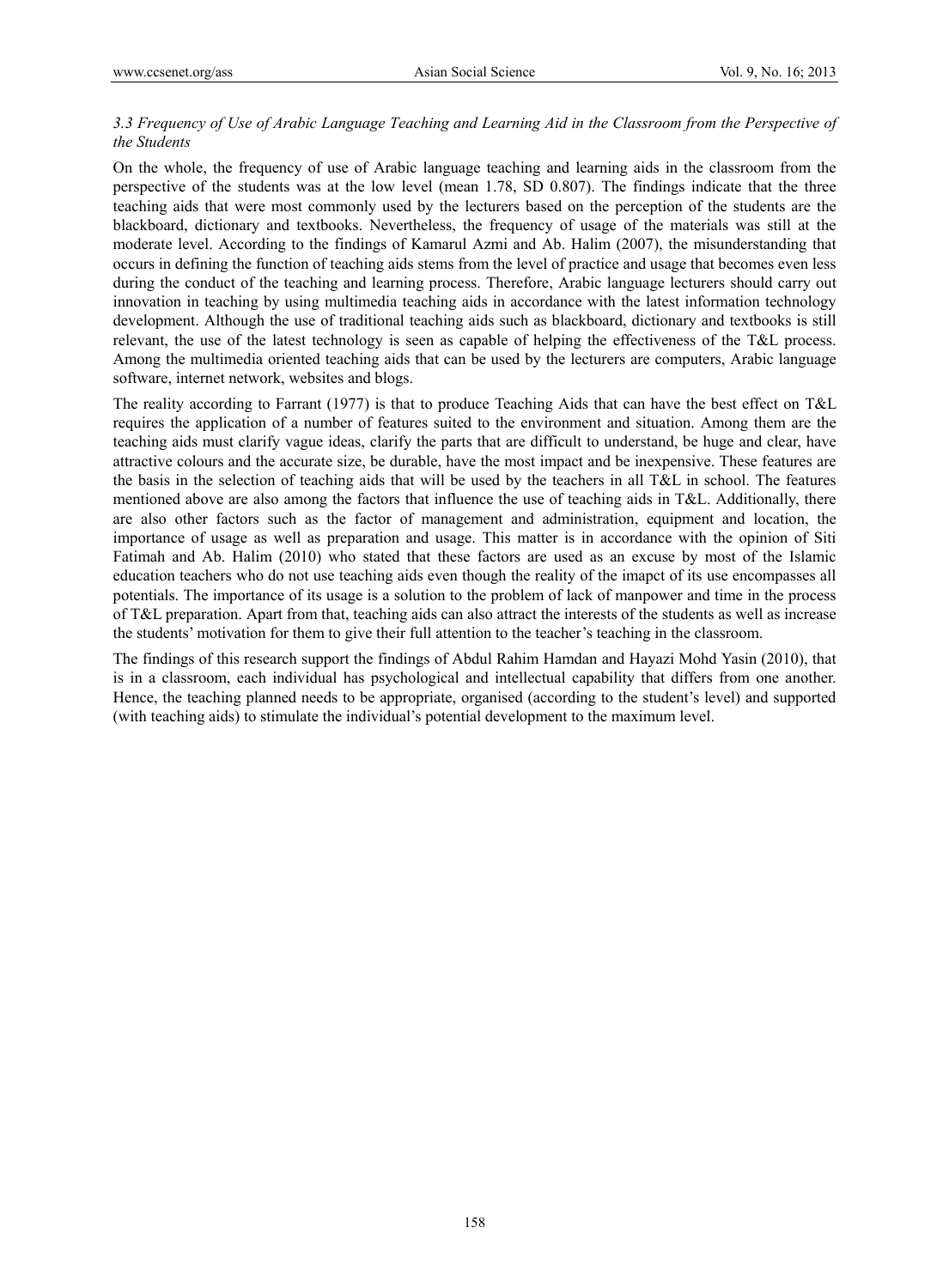### *3.3 Frequency of Use of Arabic Language Teaching and Learning Aid in the Classroom from the Perspective of the Students*

On the whole, the frequency of use of Arabic language teaching and learning aids in the classroom from the perspective of the students was at the low level (mean 1.78, SD 0.807). The findings indicate that the three teaching aids that were most commonly used by the lecturers based on the perception of the students are the blackboard, dictionary and textbooks. Nevertheless, the frequency of usage of the materials was still at the moderate level. According to the findings of Kamarul Azmi and Ab. Halim (2007), the misunderstanding that occurs in defining the function of teaching aids stems from the level of practice and usage that becomes even less during the conduct of the teaching and learning process. Therefore, Arabic language lecturers should carry out innovation in teaching by using multimedia teaching aids in accordance with the latest information technology development. Although the use of traditional teaching aids such as blackboard, dictionary and textbooks is still relevant, the use of the latest technology is seen as capable of helping the effectiveness of the T&L process. Among the multimedia oriented teaching aids that can be used by the lecturers are computers, Arabic language software, internet network, websites and blogs.

The reality according to Farrant (1977) is that to produce Teaching Aids that can have the best effect on T&L requires the application of a number of features suited to the environment and situation. Among them are the teaching aids must clarify vague ideas, clarify the parts that are difficult to understand, be huge and clear, have attractive colours and the accurate size, be durable, have the most impact and be inexpensive. These features are the basis in the selection of teaching aids that will be used by the teachers in all T&L in school. The features mentioned above are also among the factors that influence the use of teaching aids in T&L. Additionally, there are also other factors such as the factor of management and administration, equipment and location, the importance of usage as well as preparation and usage. This matter is in accordance with the opinion of Siti Fatimah and Ab. Halim (2010) who stated that these factors are used as an excuse by most of the Islamic education teachers who do not use teaching aids even though the reality of the imapct of its use encompasses all potentials. The importance of its usage is a solution to the problem of lack of manpower and time in the process of T&L preparation. Apart from that, teaching aids can also attract the interests of the students as well as increase the students' motivation for them to give their full attention to the teacher's teaching in the classroom.

The findings of this research support the findings of Abdul Rahim Hamdan and Hayazi Mohd Yasin (2010), that is in a classroom, each individual has psychological and intellectual capability that differs from one another. Hence, the teaching planned needs to be appropriate, organised (according to the student's level) and supported (with teaching aids) to stimulate the individual's potential development to the maximum level.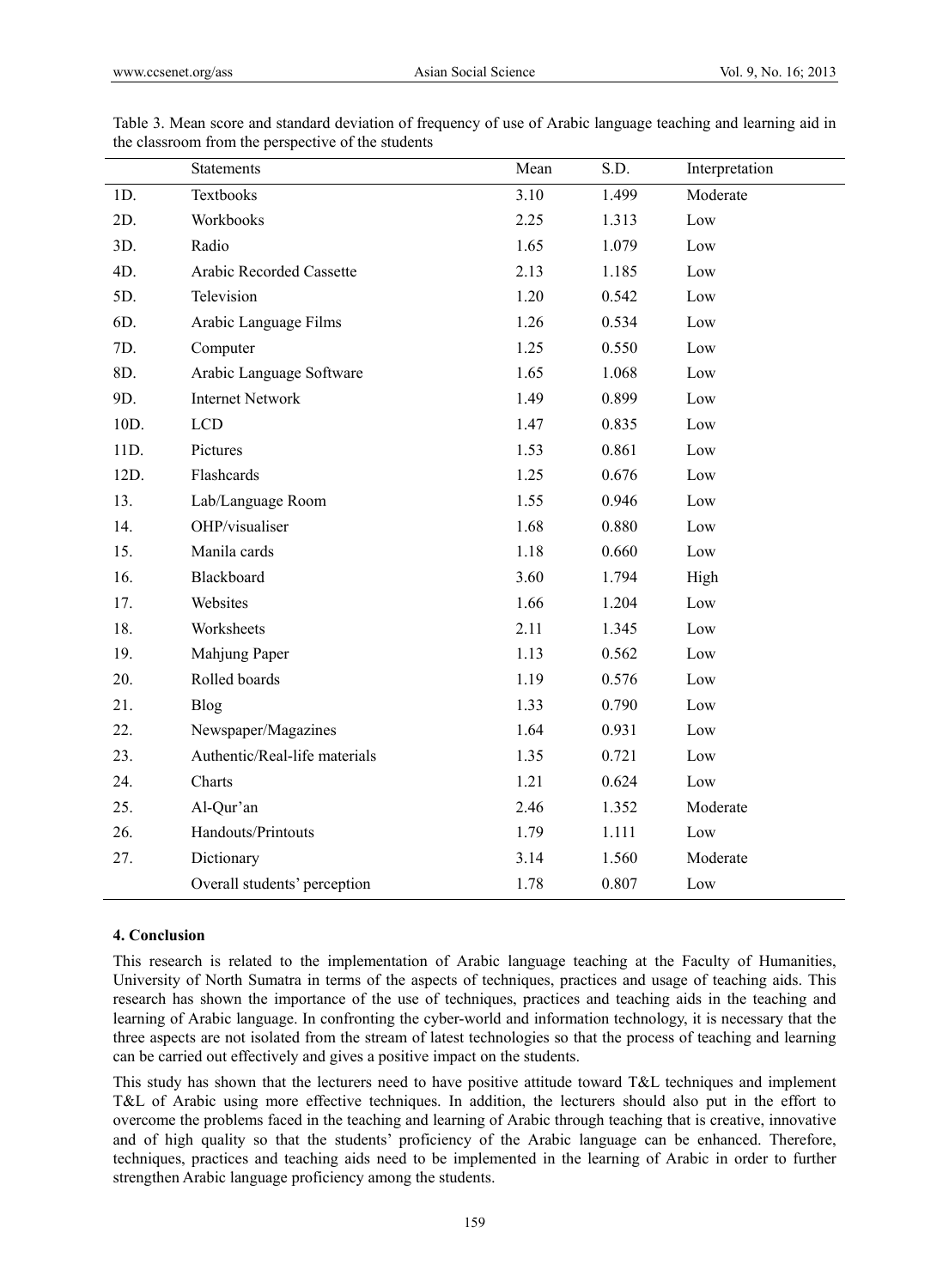Table 3. Mean score and standard deviation of frequency of use of Arabic language teaching and learning aid in the classroom from the perspective of the students

| | Statements | Mean | S.D. | Interpretation |
|---|---|---|---|---|
| 1D. | Textbooks | 3.10 | 1.499 | Moderate |
| 2D. | Workbooks | 2.25 | 1.313 | Low |
| 3D. | Radio | 1.65 | 1.079 | Low |
| 4D. | Arabic Recorded Cassette | 2.13 | 1.185 | Low |
| 5D. | Television | 1.20 | 0.542 | Low |
| 6D. | Arabic Language Films | 1.26 | 0.534 | Low |
| 7D. | Computer | 1.25 | 0.550 | Low |
| 8D. | Arabic Language Software | 1.65 | 1.068 | Low |
| 9D. | Internet Network | 1.49 | 0.899 | Low |
| 10D. | LCD | 1.47 | 0.835 | Low |
| 11D. | Pictures | 1.53 | 0.861 | Low |
| 12D. | Flashcards | 1.25 | 0.676 | Low |
| 13. | Lab/Language Room | 1.55 | 0.946 | Low |
| 14. | OHP/visualiser | 1.68 | 0.880 | Low |
| 15. | Manila cards | 1.18 | 0.660 | Low |
| 16. | Blackboard | 3.60 | 1.794 | High |
| 17. | Websites | 1.66 | 1.204 | Low |
| 18. | Worksheets | 2.11 | 1.345 | Low |
| 19. | Mahjung Paper | 1.13 | 0.562 | Low |
| 20. | Rolled boards | 1.19 | 0.576 | Low |
| 21. | Blog | 1.33 | 0.790 | Low |
| 22. | Newspaper/Magazines | 1.64 | 0.931 | Low |
| 23. | Authentic/Real-life materials | 1.35 | 0.721 | Low |
| 24. | Charts | 1.21 | 0.624 | Low |
| 25. | Al-Qur'an | 2.46 | 1.352 | Moderate |
| 26. | Handouts/Printouts | 1.79 | 1.111 | Low |
| 27. | Dictionary | 3.14 | 1.560 | Moderate |
| | Overall students' perception | 1.78 | 0.807 | Low |

## 4. Conclusion

This research is related to the implementation of Arabic language teaching at the Faculty of Humanities, University of North Sumatra in terms of the aspects of techniques, practices and usage of teaching aids. This research has shown the importance of the use of techniques, practices and teaching aids in the teaching and learning of Arabic language. In confronting the cyber-world and information technology, it is necessary that the three aspects are not isolated from the stream of latest technologies so that the process of teaching and learning can be carried out effectively and gives a positive impact on the students.

This study has shown that the lecturers need to have positive attitude toward T&L techniques and implement T&L of Arabic using more effective techniques. In addition, the lecturers should also put in the effort to overcome the problems faced in the teaching and learning of Arabic through teaching that is creative, innovative and of high quality so that the students' proficiency of the Arabic language can be enhanced. Therefore, techniques, practices and teaching aids need to be implemented in the learning of Arabic in order to further strengthen Arabic language proficiency among the students.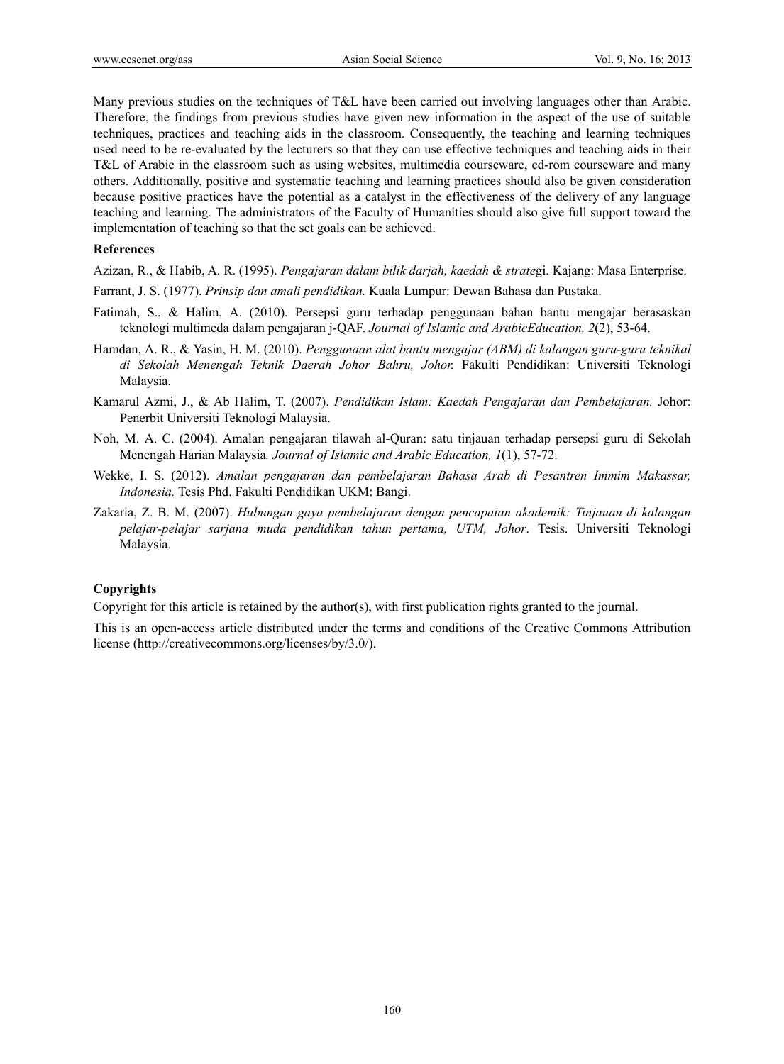Many previous studies on the techniques of T&L have been carried out involving languages other than Arabic. Therefore, the findings from previous studies have given new information in the aspect of the use of suitable techniques, practices and teaching aids in the classroom. Consequently, the teaching and learning techniques used need to be re-evaluated by the lecturers so that they can use effective techniques and teaching aids in their T&L of Arabic in the classroom such as using websites, multimedia courseware, cd-rom courseware and many others. Additionally, positive and systematic teaching and learning practices should also be given consideration because positive practices have the potential as a catalyst in the effectiveness of the delivery of any language teaching and learning. The administrators of the Faculty of Humanities should also give full support toward the implementation of teaching so that the set goals can be achieved.

**References**

Azizan, R., & Habib, A. R. (1995). *Pengajaran dalam bilik darjah, kaedah & strate*gi. Kajang: Masa Enterprise.

Farrant, J. S. (1977). *Prinsip dan amali pendidikan.* Kuala Lumpur: Dewan Bahasa dan Pustaka.

Fatimah, S., & Halim, A. (2010). Persepsi guru terhadap penggunaan bahan bantu mengajar berasaskan teknologi multimeda dalam pengajaran j-QAF. *Journal of Islamic and ArabicEducation, 2*(2), 53-64.

Hamdan, A. R., & Yasin, H. M. (2010). *Penggunaan alat bantu mengajar (ABM) di kalangan guru-guru teknikal di Sekolah Menengah Teknik Daerah Johor Bahru, Johor.* Fakulti Pendidikan: Universiti Teknologi Malaysia.

Kamarul Azmi, J., & Ab Halim, T. (2007). *Pendidikan Islam: Kaedah Pengajaran dan Pembelajaran.* Johor: Penerbit Universiti Teknologi Malaysia.

Noh, M. A. C. (2004). Amalan pengajaran tilawah al-Quran: satu tinjauan terhadap persepsi guru di Sekolah Menengah Harian Malaysia*. Journal of Islamic and Arabic Education, 1*(1), 57-72.

Wekke, I. S. (2012). *Amalan pengajaran dan pembelajaran Bahasa Arab di Pesantren Immim Makassar, Indonesia.* Tesis Phd. Fakulti Pendidikan UKM: Bangi.

Zakaria, Z. B. M. (2007). *Hubungan gaya pembelajaran dengan pencapaian akademik: Tinjauan di kalangan pelajar-pelajar sarjana muda pendidikan tahun pertama, UTM, Johor*. Tesis. Universiti Teknologi Malaysia.

**Copyrights**

Copyright for this article is retained by the author(s), with first publication rights granted to the journal.

This is an open-access article distributed under the terms and conditions of the Creative Commons Attribution license (http://creativecommons.org/licenses/by/3.0/).